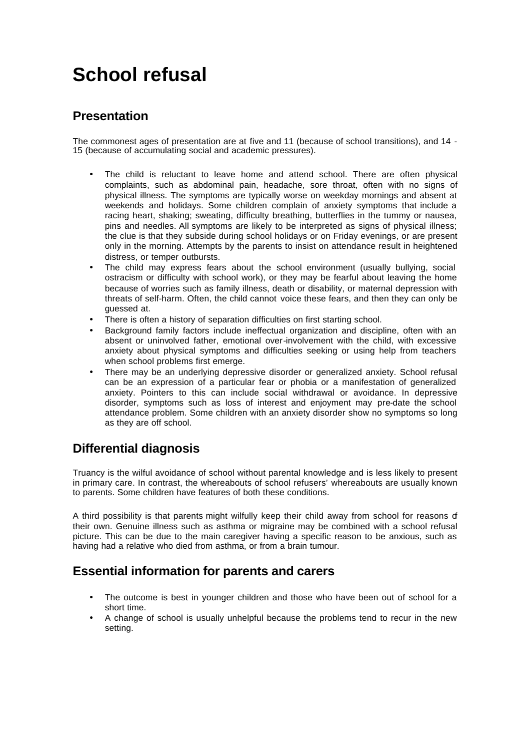# School refusal

## Presentation

The commonest ages of presentation are at five and 11 (because of school transitions), and 14 - 15 (because of accumulating social and academic pressures).

- The child is reluctant to leave home and attend school. There are often physical complaints, such as abdominal pain, headache, sore throat, often with no signs of physical illness. The symptoms are typically worse on weekday mornings and absent at weekends and holidays. Some children complain of anxiety symptoms that include a racing heart, shaking; sweating, difficulty breathing, butterflies in the tummy or nausea, pins and needles. All symptoms are likely to be interpreted as signs of physical illness; the clue is that they subside during school holidays or on Friday evenings, or are present only in the morning. Attempts by the parents to insist on attendance result in heightened distress, or temper outbursts.
- The child may express fears about the school environment (usually bullying, social ostracism or difficulty with school work), or they may be fearful about leaving the home because of worries such as family illness, death or disability, or maternal depression with threats of self-harm. Often, the child cannot voice these fears, and then they can only be guessed at.
- There is often a history of separation difficulties on first starting school.
- Background family factors include ineffectual organization and discipline, often with an absent or uninvolved father, emotional over-involvement with the child, with excessive anxiety about physical symptoms and difficulties seeking or using help from teachers when school problems first emerge.
- There may be an underlying depressive disorder or generalized anxiety. School refusal can be an expression of a particular fear or phobia or a manifestation of generalized anxiety. Pointers to this can include social withdrawal or avoidance. In depressive disorder, symptoms such as loss of interest and enjoyment may pre-date the school attendance problem. Some children with an anxiety disorder show no symptoms so long as they are off school.

## Differential diagnosis

Truancy is the wilful avoidance of school without parental knowledge and is less likely to present in primary care. In contrast, the whereabouts of school refusers' whereabouts are usually known to parents. Some children have features of both these conditions.

A third possibility is that parents might wilfully keep their child away from school for reasons of their own. Genuine illness such as asthma or migraine may be combined with a school refusal picture. This can be due to the main caregiver having a specific reason to be anxious, such as having had a relative who died from asthma, or from a brain tumour.

## Essential information for parents and carers

- The outcome is best in younger children and those who have been out of school for a short time.
- A change of school is usually unhelpful because the problems tend to recur in the new setting.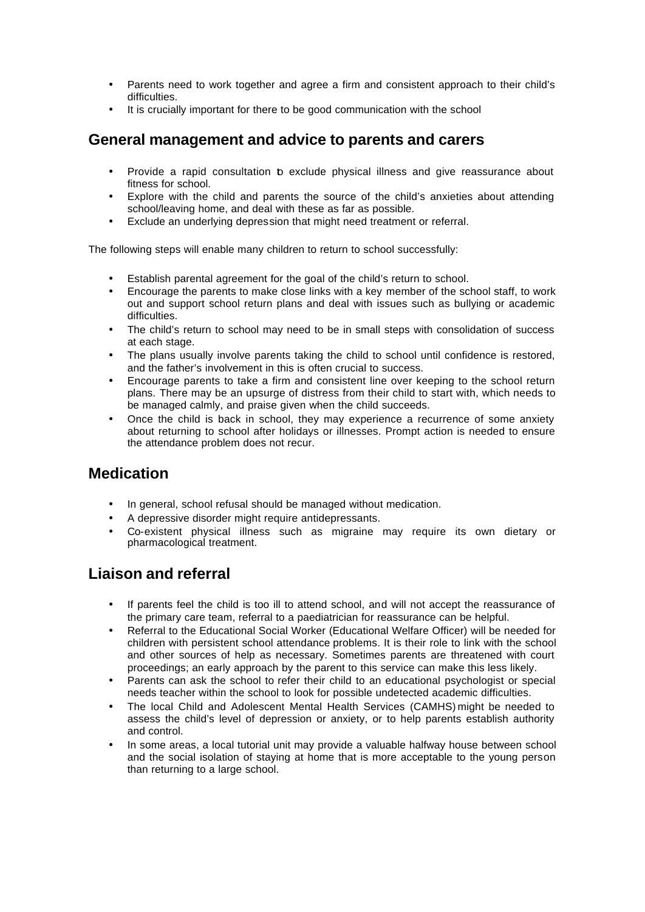- Parents need to work together and agree a firm and consistent approach to their child's difficulties.
- It is crucially important for there to be good communication with the school

## General management and advice to parents and carers

- Provide a rapid consultation to exclude physical illness and give reassurance about fitness for school.
- Explore with the child and parents the source of the child's anxieties about attending school/leaving home, and deal with these as far as possible.
- Exclude an underlying depression that might need treatment or referral.

The following steps will enable many children to return to school successfully:

- Establish parental agreement for the goal of the child's return to school.
- Encourage the parents to make close links with a key member of the school staff, to work out and support school return plans and deal with issues such as bullying or academic difficulties.
- The child's return to school may need to be in small steps with consolidation of success at each stage.
- The plans usually involve parents taking the child to school until confidence is restored, and the father's involvement in this is often crucial to success.
- Encourage parents to take a firm and consistent line over keeping to the school return plans. There may be an upsurge of distress from their child to start with, which needs to be managed calmly, and praise given when the child succeeds.
- Once the child is back in school, they may experience a recurrence of some anxiety about returning to school after holidays or illnesses. Prompt action is needed to ensure the attendance problem does not recur.

## Medication

- In general, school refusal should be managed without medication.
- A depressive disorder might require antidepressants.
- Co-existent physical illness such as migraine may require its own dietary or pharmacological treatment.

## Liaison and referral

- If parents feel the child is too ill to attend school, and will not accept the reassurance of the primary care team, referral to a paediatrician for reassurance can be helpful.
- Referral to the Educational Social Worker (Educational Welfare Officer) will be needed for children with persistent school attendance problems. It is their role to link with the school and other sources of help as necessary. Sometimes parents are threatened with court proceedings; an early approach by the parent to this service can make this less likely.
- Parents can ask the school to refer their child to an educational psychologist or special needs teacher within the school to look for possible undetected academic difficulties.
- The local Child and Adolescent Mental Health Services (CAMHS) might be needed to assess the child's level of depression or anxiety, or to help parents establish authority and control.
- In some areas, a local tutorial unit may provide a valuable halfway house between school and the social isolation of staying at home that is more acceptable to the young person than returning to a large school.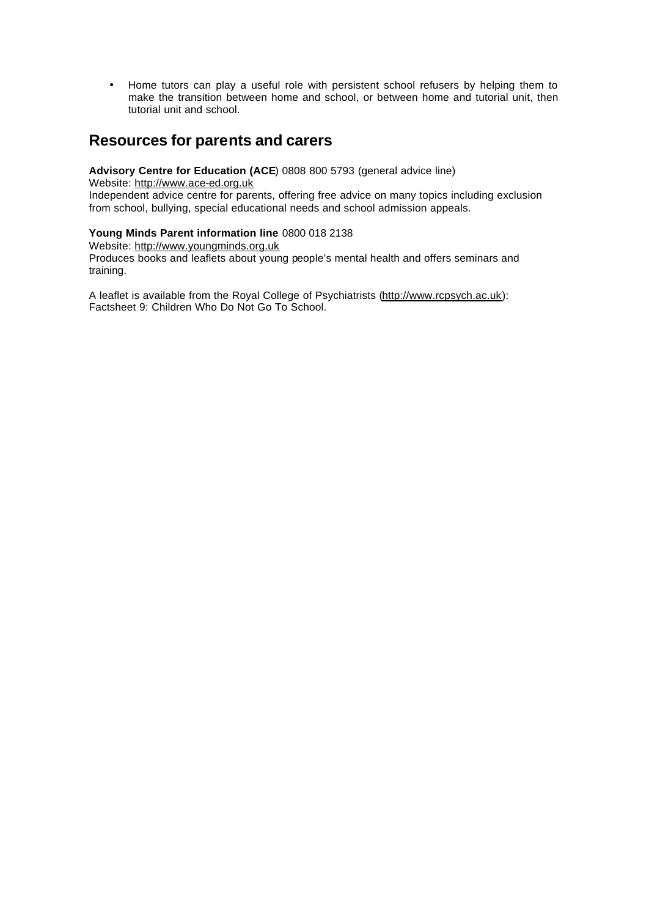- Home tutors can play a useful role with persistent school refusers by helping them to make the transition between home and school, or between home and tutorial unit, then tutorial unit and school.

## Resources for parents and carers

**Advisory Centre for Education (ACE**) 0808 800 5793 (general advice line)
Website: http://www.ace-ed.org.uk
Independent advice centre for parents, offering free advice on many topics including exclusion from school, bullying, special educational needs and school admission appeals.

**Young Minds Parent information line** 0800 018 2138
Website: http://www.youngminds.org.uk
Produces books and leaflets about young people's mental health and offers seminars and training.

A leaflet is available from the Royal College of Psychiatrists (http://www.rcpsych.ac.uk): Factsheet 9: Children Who Do Not Go To School.